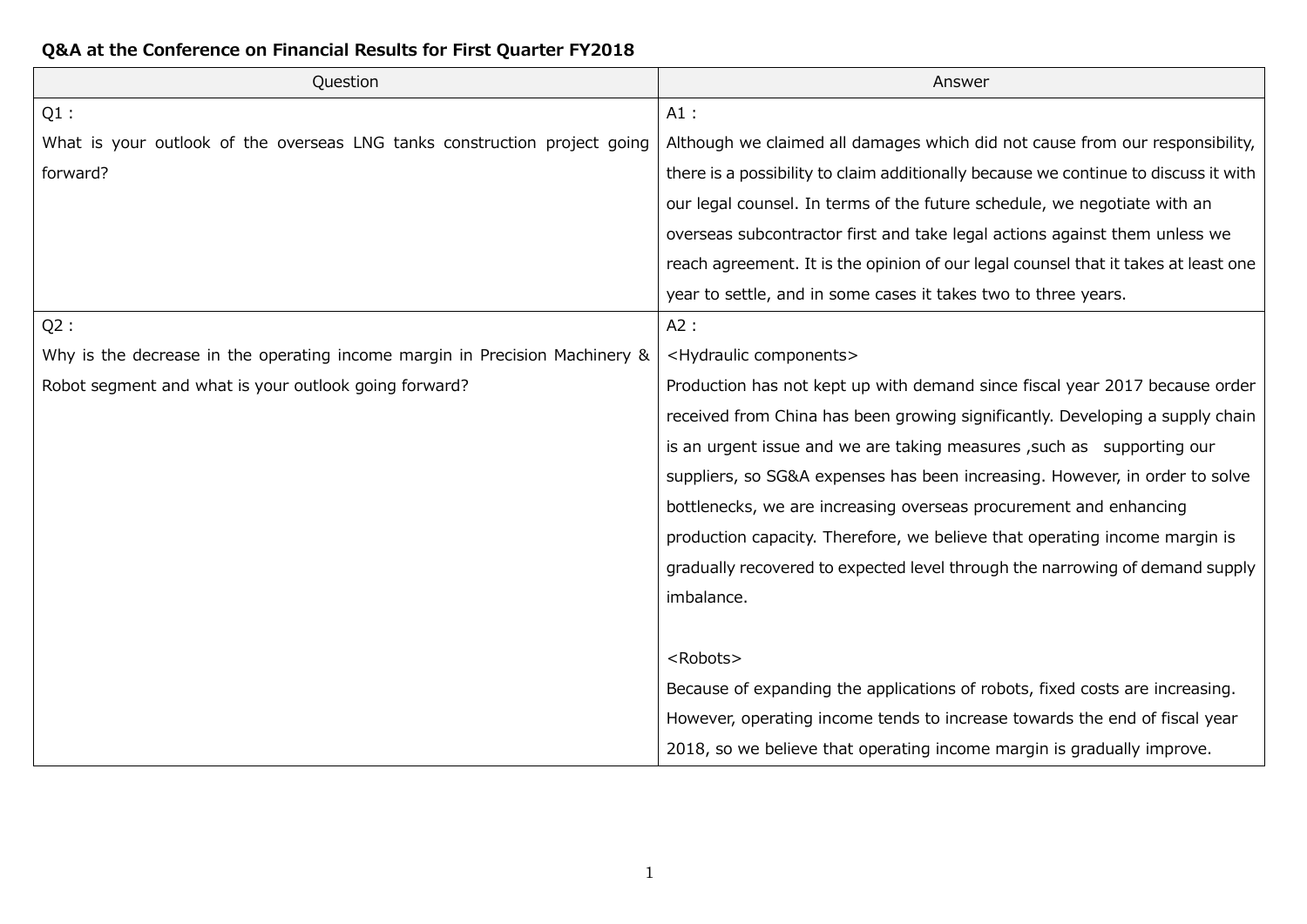**Q&A at the Conference on Financial Results for First Quarter FY2018**

| Question | Answer |
|---|---|
| Q1 :<br>What is your outlook of the overseas LNG tanks construction project going forward? | A1 :<br>Although we claimed all damages which did not cause from our responsibility, there is a possibility to claim additionally because we continue to discuss it with our legal counsel. In terms of the future schedule, we negotiate with an overseas subcontractor first and take legal actions against them unless we reach agreement. It is the opinion of our legal counsel that it takes at least one year to settle, and in some cases it takes two to three years. |
| Q2 :<br>Why is the decrease in the operating income margin in Precision Machinery & Robot segment and what is your outlook going forward? | A2 :<br>&lt;Hydraulic components&gt;<br>Production has not kept up with demand since fiscal year 2017 because order received from China has been growing significantly. Developing a supply chain is an urgent issue and we are taking measures ,such as supporting our suppliers, so SG&A expenses has been increasing. However, in order to solve bottlenecks, we are increasing overseas procurement and enhancing production capacity. Therefore, we believe that operating income margin is gradually recovered to expected level through the narrowing of demand supply imbalance.<br><br>&lt;Robots&gt;<br>Because of expanding the applications of robots, fixed costs are increasing. However, operating income tends to increase towards the end of fiscal year 2018, so we believe that operating income margin is gradually improve. |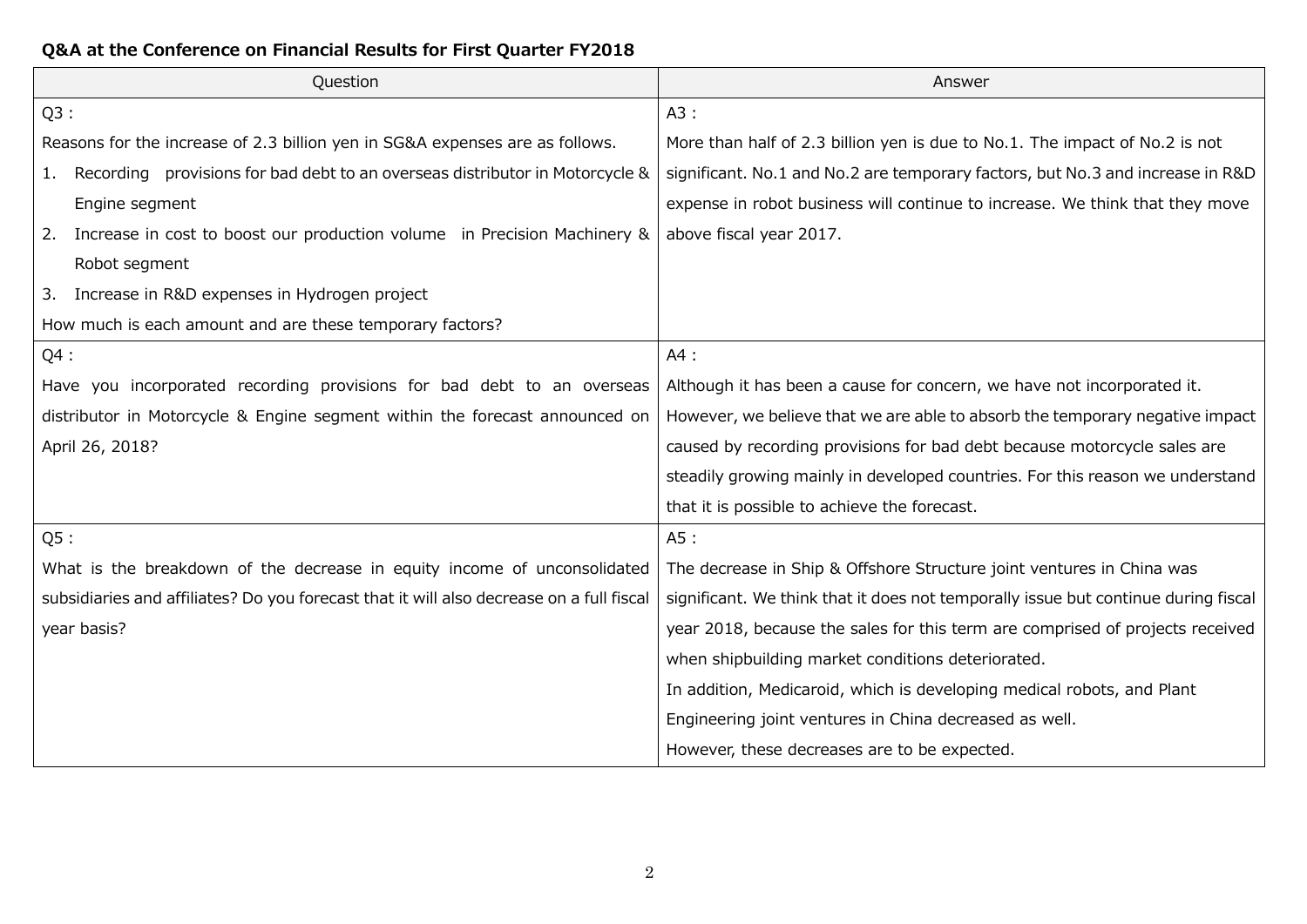**Q&A at the Conference on Financial Results for First Quarter FY2018**

| Question | Answer |
| --- | --- |
| Q3 :<br>Reasons for the increase of 2.3 billion yen in SG&A expenses are as follows.<br>1. Recording provisions for bad debt to an overseas distributor in Motorcycle & Engine segment<br>2. Increase in cost to boost our production volume in Precision Machinery & Robot segment<br>3. Increase in R&D expenses in Hydrogen project<br>How much is each amount and are these temporary factors? | A3 :<br>More than half of 2.3 billion yen is due to No.1. The impact of No.2 is not significant. No.1 and No.2 are temporary factors, but No.3 and increase in R&D expense in robot business will continue to increase. We think that they move above fiscal year 2017. |
| Q4 :<br>Have you incorporated recording provisions for bad debt to an overseas distributor in Motorcycle & Engine segment within the forecast announced on April 26, 2018? | A4 :<br>Although it has been a cause for concern, we have not incorporated it.<br>However, we believe that we are able to absorb the temporary negative impact caused by recording provisions for bad debt because motorcycle sales are steadily growing mainly in developed countries. For this reason we understand that it is possible to achieve the forecast. |
| Q5 :<br>What is the breakdown of the decrease in equity income of unconsolidated subsidiaries and affiliates? Do you forecast that it will also decrease on a full fiscal year basis? | A5 :<br>The decrease in Ship & Offshore Structure joint ventures in China was significant. We think that it does not temporally issue but continue during fiscal year 2018, because the sales for this term are comprised of projects received when shipbuilding market conditions deteriorated.<br>In addition, Medicaroid, which is developing medical robots, and Plant Engineering joint ventures in China decreased as well.<br>However, these decreases are to be expected. |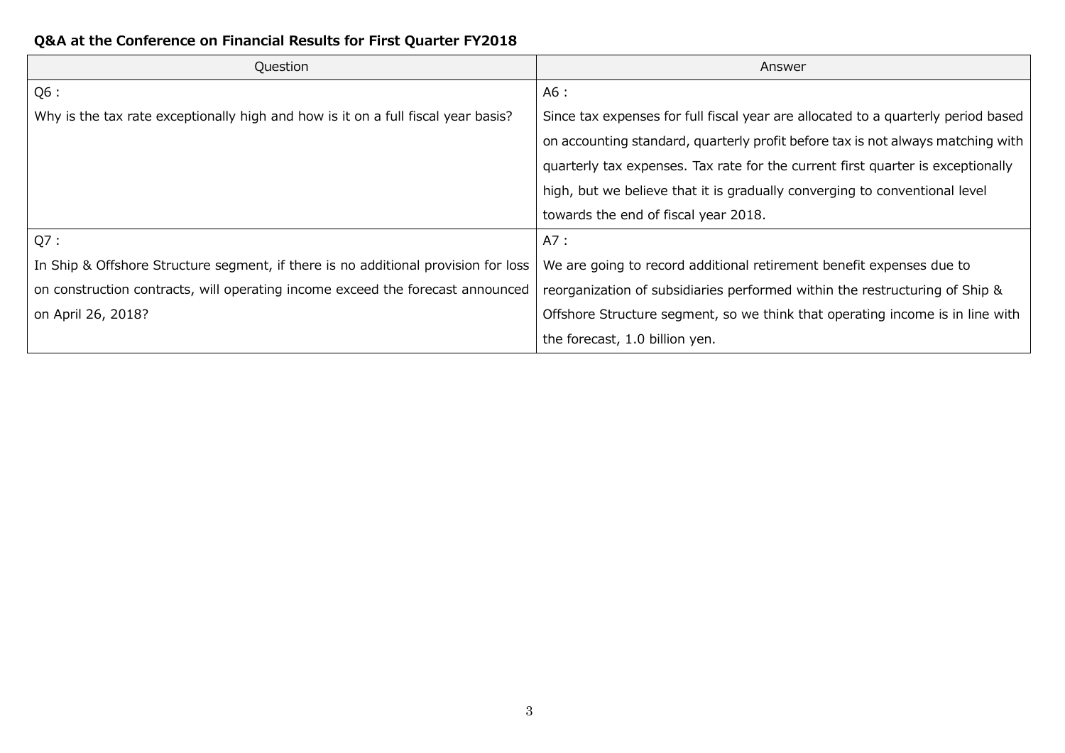**Q&A at the Conference on Financial Results for First Quarter FY2018**

| Question | Answer |
| --- | --- |
| Q6 : Why is the tax rate exceptionally high and how is it on a full fiscal year basis? | A6 : Since tax expenses for full fiscal year are allocated to a quarterly period based on accounting standard, quarterly profit before tax is not always matching with quarterly tax expenses. Tax rate for the current first quarter is exceptionally high, but we believe that it is gradually converging to conventional level towards the end of fiscal year 2018. |
| Q7 : In Ship & Offshore Structure segment, if there is no additional provision for loss on construction contracts, will operating income exceed the forecast announced on April 26, 2018? | A7 : We are going to record additional retirement benefit expenses due to reorganization of subsidiaries performed within the restructuring of Ship & Offshore Structure segment, so we think that operating income is in line with the forecast, 1.0 billion yen. |